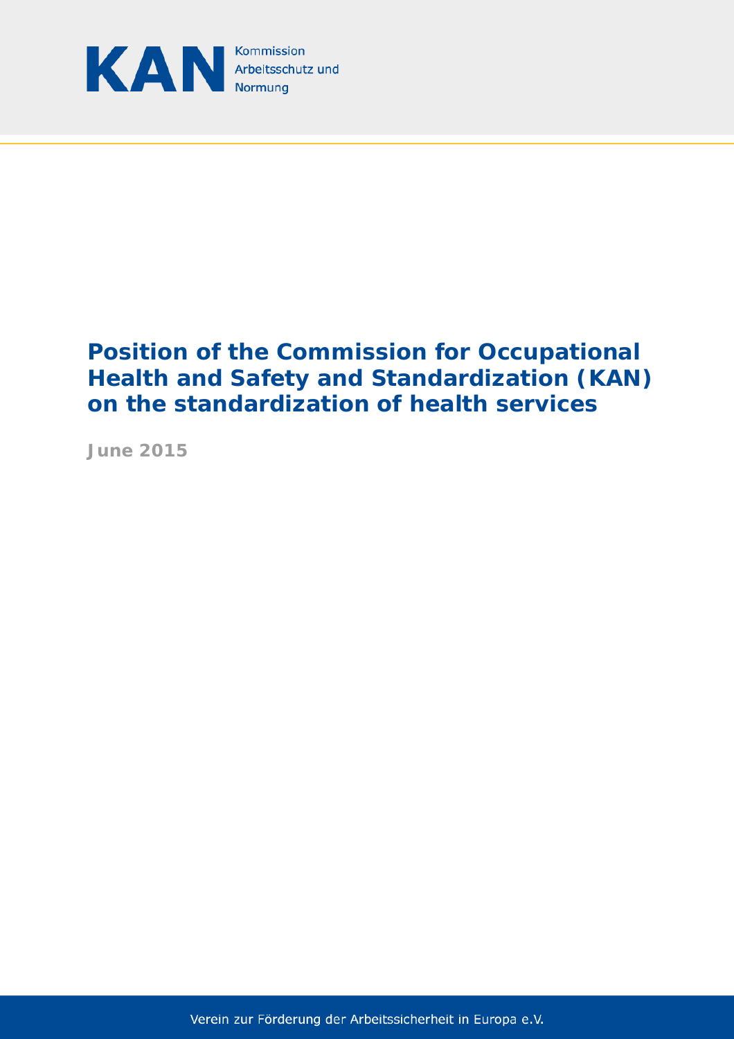KAN Kommission Arbeitsschutz und Normung

# Position of the Commission for Occupational Health and Safety and Standardization (KAN) on the standardization of health services

**June 2015**

Verein zur Förderung der Arbeitssicherheit in Europa e.V.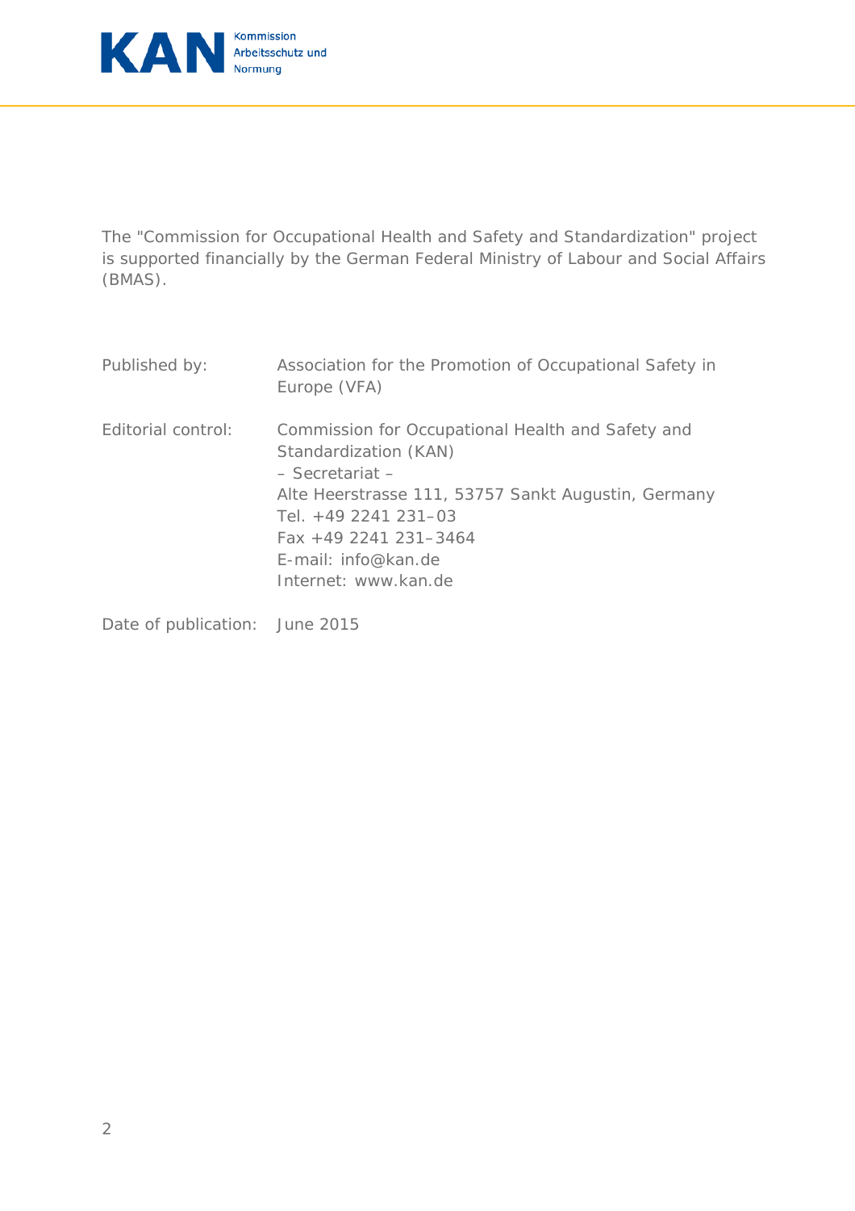The "Commission for Occupational Health and Safety and Standardization" project is supported financially by the German Federal Ministry of Labour and Social Affairs (BMAS).

| | |
|---|---|
| Published by: | Association for the Promotion of Occupational Safety in Europe (VFA) |
| Editorial control: | Commission for Occupational Health and Safety and Standardization (KAN)<br>– Secretariat –<br>Alte Heerstrasse 111, 53757 Sankt Augustin, Germany<br>Tel. +49 2241 231–03<br>Fax +49 2241 231–3464<br>E-mail: info@kan.de<br>Internet: www.kan.de |
| Date of publication: | June 2015 |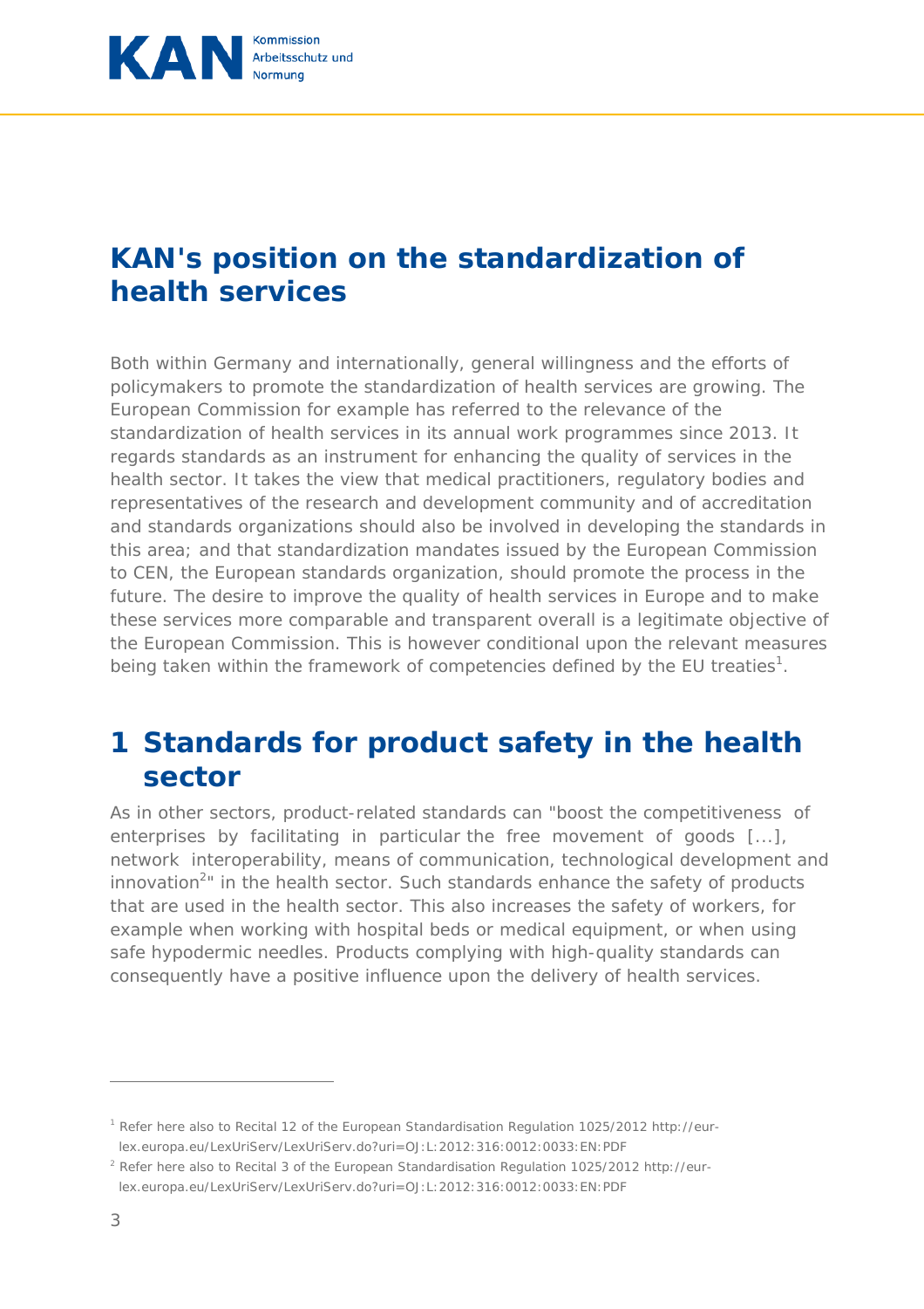# KAN's position on the standardization of health services

Both within Germany and internationally, general willingness and the efforts of policymakers to promote the standardization of health services are growing. The European Commission for example has referred to the relevance of the standardization of health services in its annual work programmes since 2013. It regards standards as an instrument for enhancing the quality of services in the health sector. It takes the view that medical practitioners, regulatory bodies and representatives of the research and development community and of accreditation and standards organizations should also be involved in developing the standards in this area; and that standardization mandates issued by the European Commission to CEN, the European standards organization, should promote the process in the future. The desire to improve the quality of health services in Europe and to make these services more comparable and transparent overall is a legitimate objective of the European Commission. This is however conditional upon the relevant measures being taken within the framework of competencies defined by the EU treaties[1].

## 1 Standards for product safety in the health sector

As in other sectors, product-related standards can "boost the competitiveness of enterprises by facilitating in particular the free movement of goods [...], network interoperability, means of communication, technological development and innovation[2]" in the health sector. Such standards enhance the safety of products that are used in the health sector. This also increases the safety of workers, for example when working with hospital beds or medical equipment, or when using safe hypodermic needles. Products complying with high-quality standards can consequently have a positive influence upon the delivery of health services.

---

[1] Refer here also to Recital 12 of the European Standardisation Regulation 1025/2012 http://eur-lex.europa.eu/LexUriServ/LexUriServ.do?uri=OJ:L:2012:316:0012:0033:EN:PDF

[2] Refer here also to Recital 3 of the European Standardisation Regulation 1025/2012 http://eur-lex.europa.eu/LexUriServ/LexUriServ.do?uri=OJ:L:2012:316:0012:0033:EN:PDF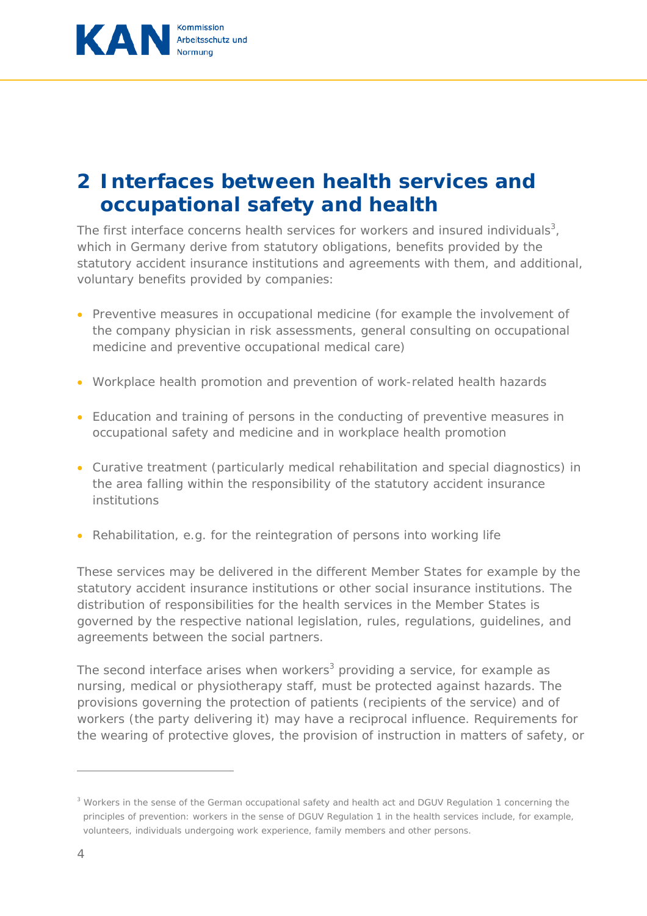# 2 Interfaces between health services and occupational safety and health

The first interface concerns health services for workers and insured individuals[3], which in Germany derive from statutory obligations, benefits provided by the statutory accident insurance institutions and agreements with them, and additional, voluntary benefits provided by companies:

- Preventive measures in occupational medicine (for example the involvement of the company physician in risk assessments, general consulting on occupational medicine and preventive occupational medical care)
- Workplace health promotion and prevention of work-related health hazards
- Education and training of persons in the conducting of preventive measures in occupational safety and medicine and in workplace health promotion
- Curative treatment (particularly medical rehabilitation and special diagnostics) in the area falling within the responsibility of the statutory accident insurance institutions
- Rehabilitation, e.g. for the reintegration of persons into working life

These services may be delivered in the different Member States for example by the statutory accident insurance institutions or other social insurance institutions. The distribution of responsibilities for the health services in the Member States is governed by the respective national legislation, rules, regulations, guidelines, and agreements between the social partners.

The second interface arises when workers[3] providing a service, for example as nursing, medical or physiotherapy staff, must be protected against hazards. The provisions governing the protection of patients (recipients of the service) and of workers (the party delivering it) may have a reciprocal influence. Requirements for the wearing of protective gloves, the provision of instruction in matters of safety, or

---

[3] Workers in the sense of the German occupational safety and health act and DGUV Regulation 1 concerning the principles of prevention: workers in the sense of DGUV Regulation 1 in the health services include, for example, volunteers, individuals undergoing work experience, family members and other persons.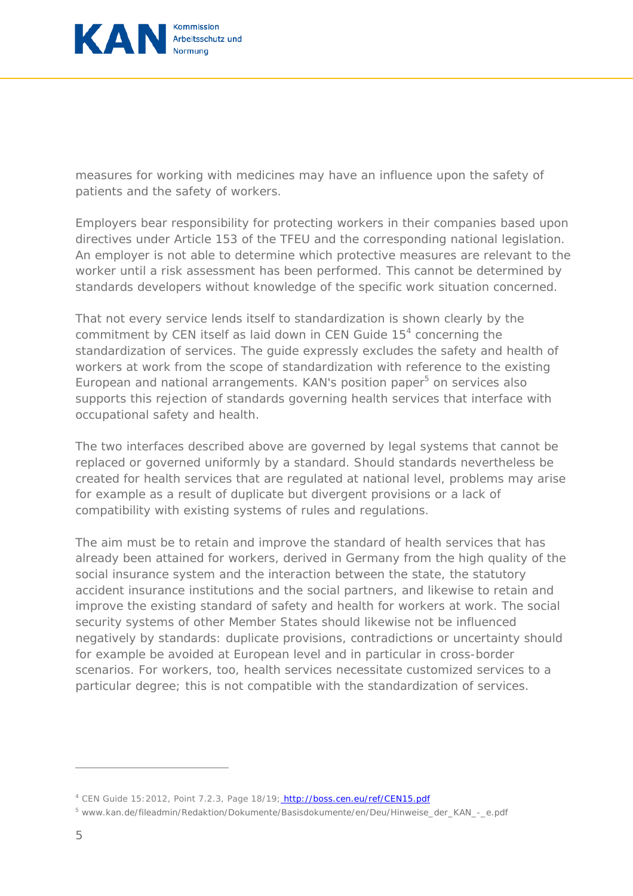measures for working with medicines may have an influence upon the safety of patients and the safety of workers.

Employers bear responsibility for protecting workers in their companies based upon directives under Article 153 of the TFEU and the corresponding national legislation. An employer is not able to determine which protective measures are relevant to the worker until a risk assessment has been performed. This cannot be determined by standards developers without knowledge of the specific work situation concerned.

That not every service lends itself to standardization is shown clearly by the commitment by CEN itself as laid down in CEN Guide 15[4] concerning the standardization of services. The guide expressly excludes the safety and health of workers at work from the scope of standardization with reference to the existing European and national arrangements. KAN's position paper[5] on services also supports this rejection of standards governing health services that interface with occupational safety and health.

The two interfaces described above are governed by legal systems that cannot be replaced or governed uniformly by a standard. Should standards nevertheless be created for health services that are regulated at national level, problems may arise for example as a result of duplicate but divergent provisions or a lack of compatibility with existing systems of rules and regulations.

The aim must be to retain and improve the standard of health services that has already been attained for workers, derived in Germany from the high quality of the social insurance system and the interaction between the state, the statutory accident insurance institutions and the social partners, and likewise to retain and improve the existing standard of safety and health for workers at work. The social security systems of other Member States should likewise not be influenced negatively by standards: duplicate provisions, contradictions or uncertainty should for example be avoided at European level and in particular in cross-border scenarios. For workers, too, health services necessitate customized services to a particular degree; this is not compatible with the standardization of services.

---

[4] CEN Guide 15:2012, Point 7.2.3, Page 18/19; http://boss.cen.eu/ref/CEN15.pdf

[5] www.kan.de/fileadmin/Redaktion/Dokumente/Basisdokumente/en/Deu/Hinweise_der_KAN_-_e.pdf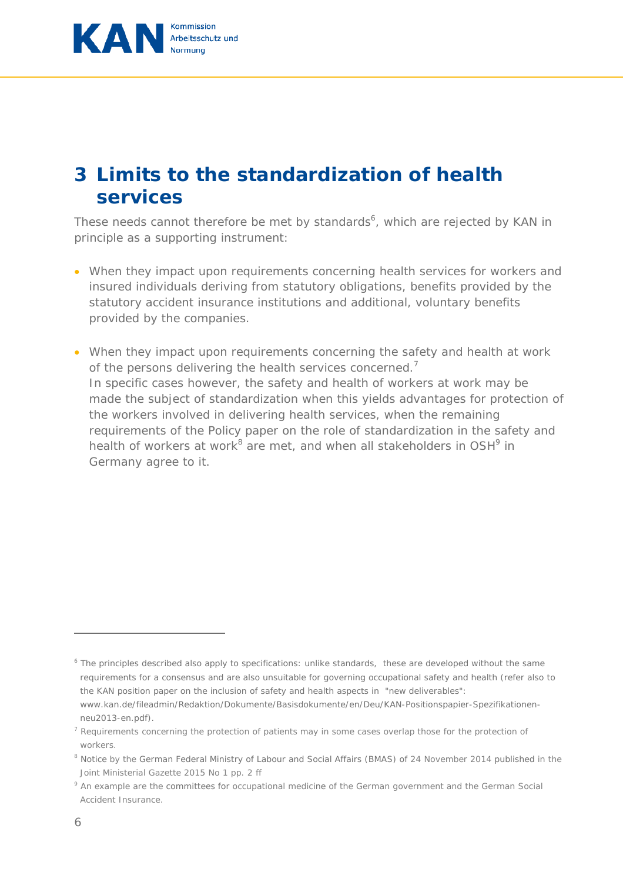# 3 Limits to the standardization of health services

These needs cannot therefore be met by standards[6], which are rejected by KAN in principle as a supporting instrument:

- When they impact upon requirements concerning health services for workers and insured individuals deriving from statutory obligations, benefits provided by the statutory accident insurance institutions and additional, voluntary benefits provided by the companies.
- When they impact upon requirements concerning the safety and health at work of the persons delivering the health services concerned.[7]
  In specific cases however, the safety and health of workers at work may be made the subject of standardization when this yields advantages for protection of the workers involved in delivering health services, when the remaining requirements of the Policy paper on the role of standardization in the safety and health of workers at work[8] are met, and when all stakeholders in OSH[9] in Germany agree to it.

---

[6] The principles described also apply to specifications: unlike standards, these are developed without the same requirements for a consensus and are also unsuitable for governing occupational safety and health (refer also to the KAN position paper on the inclusion of safety and health aspects in "new deliverables": www.kan.de/fileadmin/Redaktion/Dokumente/Basisdokumente/en/Deu/KAN-Positionspapier-Spezifikationen-neu2013-en.pdf).

[7] Requirements concerning the protection of patients may in some cases overlap those for the protection of workers.

[8] Notice by the German Federal Ministry of Labour and Social Affairs (BMAS) of 24 November 2014 published in the Joint Ministerial Gazette 2015 No 1 pp. 2 ff

[9] An example are the committees for occupational medicine of the German government and the German Social Accident Insurance.